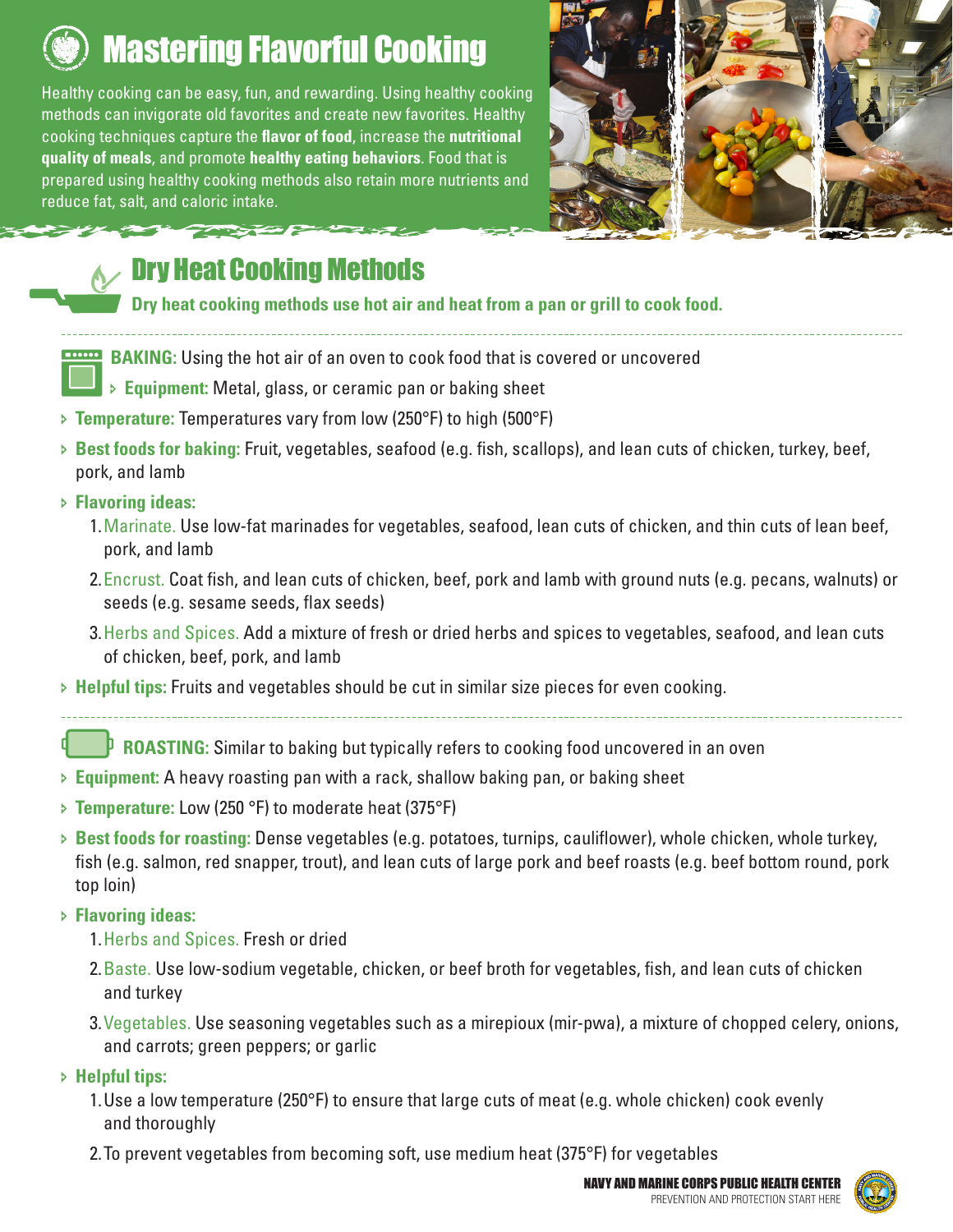# Mastering Flavorful Cooking

Healthy cooking can be easy, fun, and rewarding. Using healthy cooking methods can invigorate old favorites and create new favorites. Healthy cooking techniques capture the **flavor of food**, increase the **nutritional quality of meals**, and promote **healthy eating behaviors**. Food that is prepared using healthy cooking methods also retain more nutrients and reduce fat, salt, and caloric intake.

## Dry Heat Cooking Methods

**Dry heat cooking methods use hot air and heat from a pan or grill to cook food.**

### BAKING: Using the hot air of an oven to cook food that is covered or uncovered

- **Equipment:** Metal, glass, or ceramic pan or baking sheet
- **Temperature:** Temperatures vary from low (250°F) to high (500°F)
- **Best foods for baking:** Fruit, vegetables, seafood (e.g. fish, scallops), and lean cuts of chicken, turkey, beef, pork, and lamb
- **Flavoring ideas:**
  1. Marinate. Use low-fat marinades for vegetables, seafood, lean cuts of chicken, and thin cuts of lean beef, pork, and lamb
  2. Encrust. Coat fish, and lean cuts of chicken, beef, pork and lamb with ground nuts (e.g. pecans, walnuts) or seeds (e.g. sesame seeds, flax seeds)
  3. Herbs and Spices. Add a mixture of fresh or dried herbs and spices to vegetables, seafood, and lean cuts of chicken, beef, pork, and lamb
- **Helpful tips:** Fruits and vegetables should be cut in similar size pieces for even cooking.

### ROASTING: Similar to baking but typically refers to cooking food uncovered in an oven

- **Equipment:** A heavy roasting pan with a rack, shallow baking pan, or baking sheet
- **Temperature:** Low (250 °F) to moderate heat (375°F)
- **Best foods for roasting:** Dense vegetables (e.g. potatoes, turnips, cauliflower), whole chicken, whole turkey, fish (e.g. salmon, red snapper, trout), and lean cuts of large pork and beef roasts (e.g. beef bottom round, pork top loin)
- **Flavoring ideas:**
  1. Herbs and Spices. Fresh or dried
  2. Baste. Use low-sodium vegetable, chicken, or beef broth for vegetables, fish, and lean cuts of chicken and turkey
  3. Vegetables. Use seasoning vegetables such as a mirepioux (mir-pwa), a mixture of chopped celery, onions, and carrots; green peppers; or garlic
- **Helpful tips:**
  1. Use a low temperature (250°F) to ensure that large cuts of meat (e.g. whole chicken) cook evenly and thoroughly
  2. To prevent vegetables from becoming soft, use medium heat (375°F) for vegetables

NAVY AND MARINE CORPS PUBLIC HEALTH CENTER
PREVENTION AND PROTECTION START HERE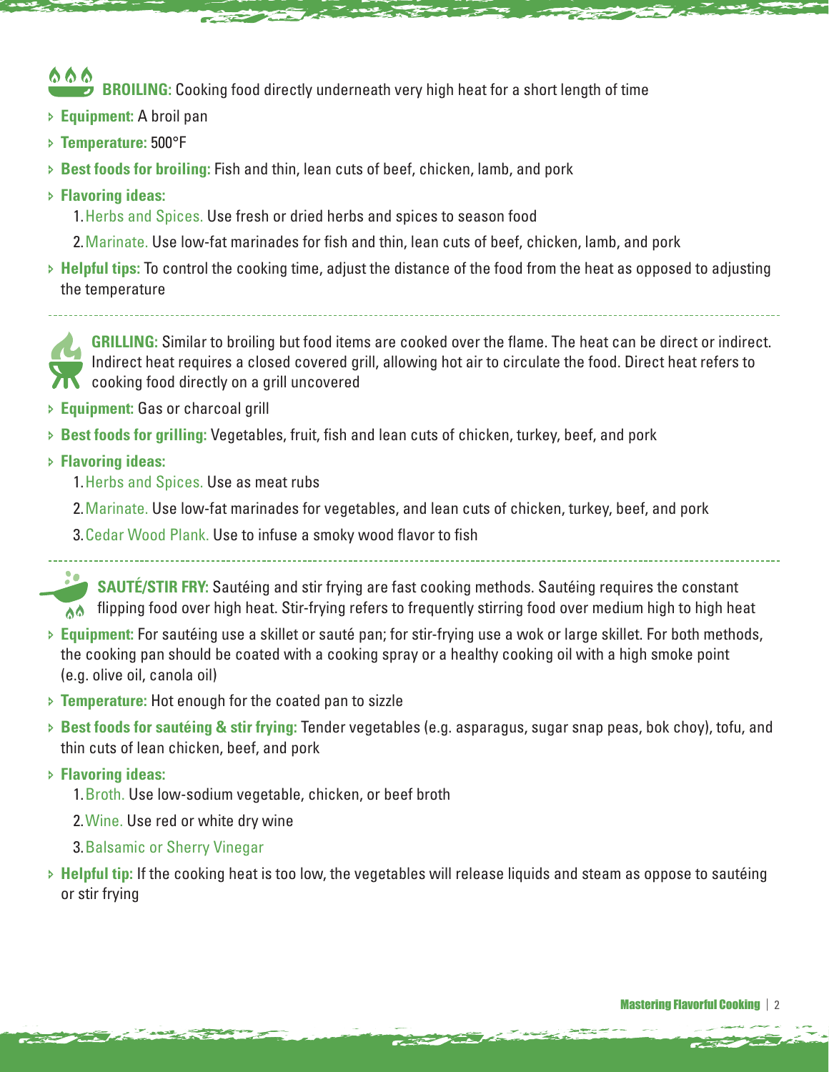**BROILING:** Cooking food directly underneath very high heat for a short length of time

- **Equipment:** A broil pan
- **Temperature:** 500°F
- **Best foods for broiling:** Fish and thin, lean cuts of beef, chicken, lamb, and pork
- **Flavoring ideas:**
  1. Herbs and Spices. Use fresh or dried herbs and spices to season food
  2. Marinate. Use low-fat marinades for fish and thin, lean cuts of beef, chicken, lamb, and pork
- **Helpful tips:** To control the cooking time, adjust the distance of the food from the heat as opposed to adjusting the temperature

---

**GRILLING:** Similar to broiling but food items are cooked over the flame. The heat can be direct or indirect. Indirect heat requires a closed covered grill, allowing hot air to circulate the food. Direct heat refers to cooking food directly on a grill uncovered

- **Equipment:** Gas or charcoal grill
- **Best foods for grilling:** Vegetables, fruit, fish and lean cuts of chicken, turkey, beef, and pork
- **Flavoring ideas:**
  1. Herbs and Spices. Use as meat rubs
  2. Marinate. Use low-fat marinades for vegetables, and lean cuts of chicken, turkey, beef, and pork
  3. Cedar Wood Plank. Use to infuse a smoky wood flavor to fish

---

**SAUTÉ/STIR FRY:** Sautéing and stir frying are fast cooking methods. Sautéing requires the constant flipping food over high heat. Stir-frying refers to frequently stirring food over medium high to high heat

- **Equipment:** For sautéing use a skillet or sauté pan; for stir-frying use a wok or large skillet. For both methods, the cooking pan should be coated with a cooking spray or a healthy cooking oil with a high smoke point (e.g. olive oil, canola oil)
- **Temperature:** Hot enough for the coated pan to sizzle
- **Best foods for sautéing & stir frying:** Tender vegetables (e.g. asparagus, sugar snap peas, bok choy), tofu, and thin cuts of lean chicken, beef, and pork
- **Flavoring ideas:**
  1. Broth. Use low-sodium vegetable, chicken, or beef broth
  2. Wine. Use red or white dry wine
  3. Balsamic or Sherry Vinegar
- **Helpful tip:** If the cooking heat is too low, the vegetables will release liquids and steam as oppose to sautéing or stir frying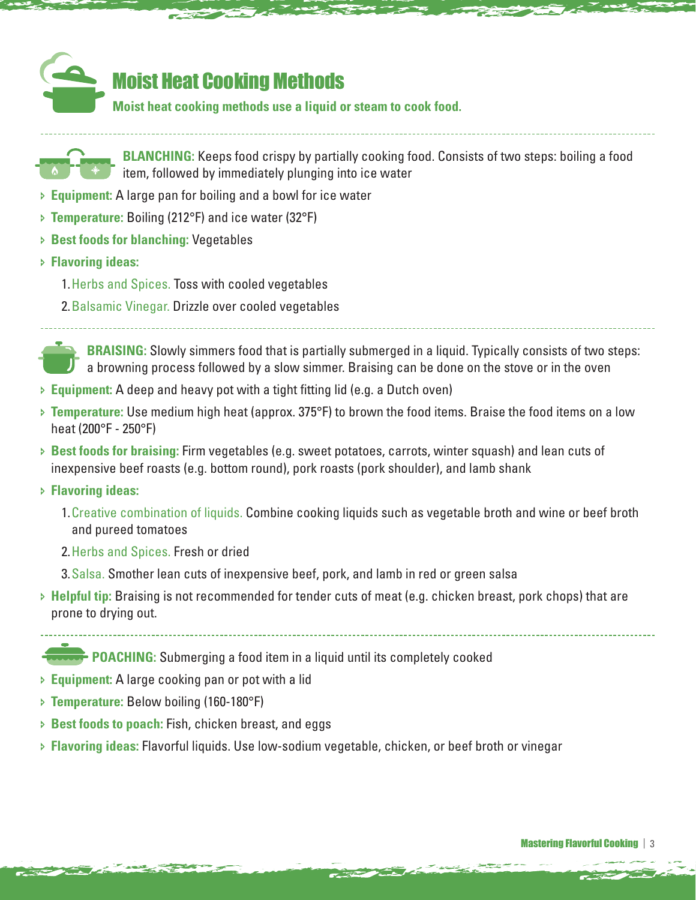# Moist Heat Cooking Methods

**Moist heat cooking methods use a liquid or steam to cook food.**

---

**BLANCHING:** Keeps food crispy by partially cooking food. Consists of two steps: boiling a food item, followed by immediately plunging into ice water

- **Equipment:** A large pan for boiling and a bowl for ice water
- **Temperature:** Boiling (212°F) and ice water (32°F)
- **Best foods for blanching:** Vegetables
- **Flavoring ideas:**
    1. Herbs and Spices. Toss with cooled vegetables
    2. Balsamic Vinegar. Drizzle over cooled vegetables

---

**BRAISING:** Slowly simmers food that is partially submerged in a liquid. Typically consists of two steps: a browning process followed by a slow simmer. Braising can be done on the stove or in the oven

- **Equipment:** A deep and heavy pot with a tight fitting lid (e.g. a Dutch oven)
- **Temperature:** Use medium high heat (approx. 375°F) to brown the food items. Braise the food items on a low heat (200°F - 250°F)
- **Best foods for braising:** Firm vegetables (e.g. sweet potatoes, carrots, winter squash) and lean cuts of inexpensive beef roasts (e.g. bottom round), pork roasts (pork shoulder), and lamb shank
- **Flavoring ideas:**
    1. Creative combination of liquids. Combine cooking liquids such as vegetable broth and wine or beef broth and pureed tomatoes
    2. Herbs and Spices. Fresh or dried
    3. Salsa. Smother lean cuts of inexpensive beef, pork, and lamb in red or green salsa
- **Helpful tip:** Braising is not recommended for tender cuts of meat (e.g. chicken breast, pork chops) that are prone to drying out.

---

**POACHING:** Submerging a food item in a liquid until its completely cooked

- **Equipment:** A large cooking pan or pot with a lid
- **Temperature:** Below boiling (160-180°F)
- **Best foods to poach:** Fish, chicken breast, and eggs
- **Flavoring ideas:** Flavorful liquids. Use low-sodium vegetable, chicken, or beef broth or vinegar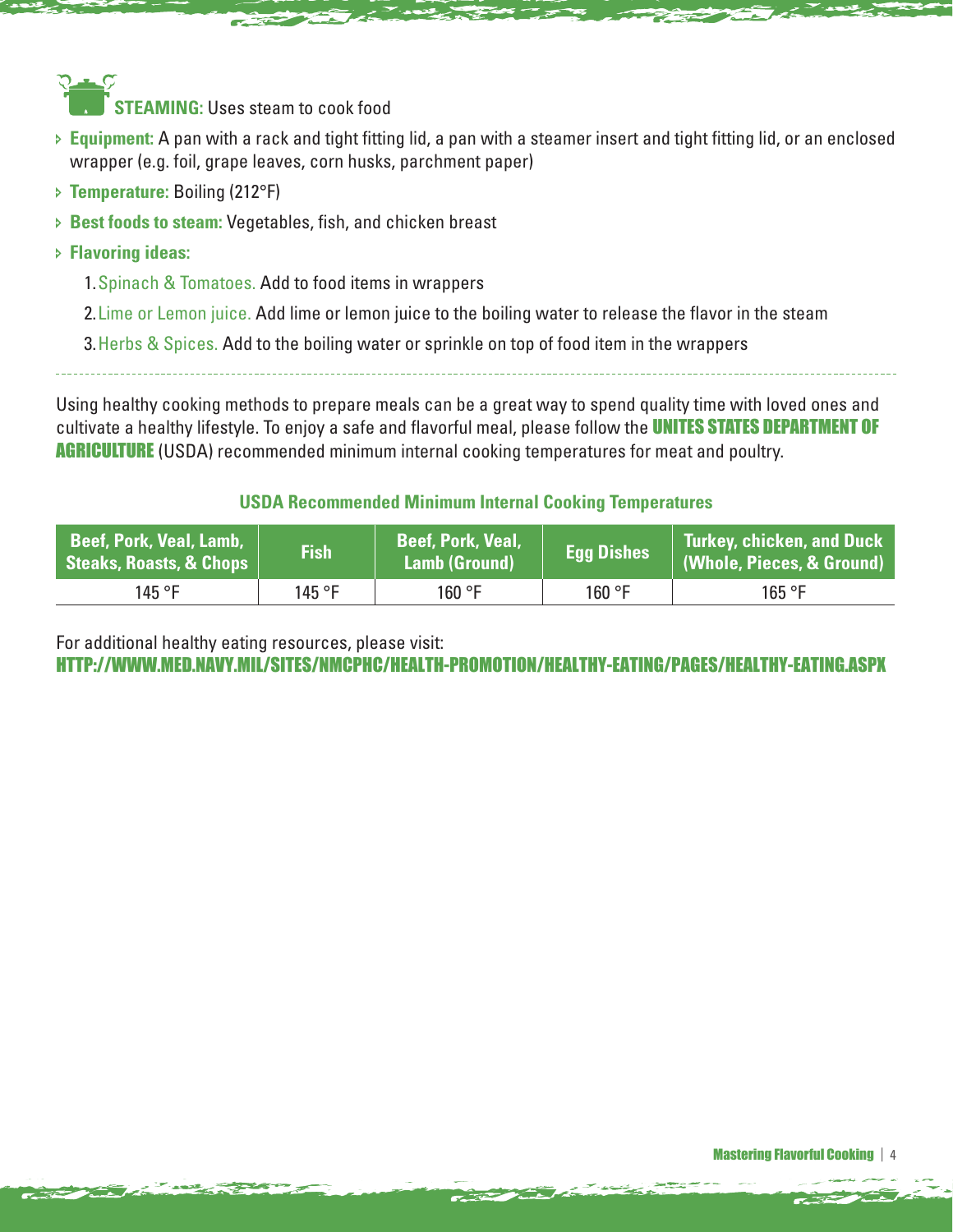## **STEAMING:** Uses steam to cook food

- **Equipment:** A pan with a rack and tight fitting lid, a pan with a steamer insert and tight fitting lid, or an enclosed wrapper (e.g. foil, grape leaves, corn husks, parchment paper)
- **Temperature:** Boiling (212°F)
- **Best foods to steam:** Vegetables, fish, and chicken breast
- **Flavoring ideas:**
    1. Spinach & Tomatoes. Add to food items in wrappers
    2. Lime or Lemon juice. Add lime or lemon juice to the boiling water to release the flavor in the steam
    3. Herbs & Spices. Add to the boiling water or sprinkle on top of food item in the wrappers

---

Using healthy cooking methods to prepare meals can be a great way to spend quality time with loved ones and cultivate a healthy lifestyle. To enjoy a safe and flavorful meal, please follow the **UNITES STATES DEPARTMENT OF AGRICULTURE** (USDA) recommended minimum internal cooking temperatures for meat and poultry.

**USDA Recommended Minimum Internal Cooking Temperatures**

| Beef, Pork, Veal, Lamb, Steaks, Roasts, & Chops | Fish | Beef, Pork, Veal, Lamb (Ground) | Egg Dishes | Turkey, chicken, and Duck (Whole, Pieces, & Ground) |
|---|---|---|---|---|
| 145 °F | 145 °F | 160 °F | 160 °F | 165 °F |

For additional healthy eating resources, please visit:
HTTP://WWW.MED.NAVY.MIL/SITES/NMCPHC/HEALTH-PROMOTION/HEALTHY-EATING/PAGES/HEALTHY-EATING.ASPX